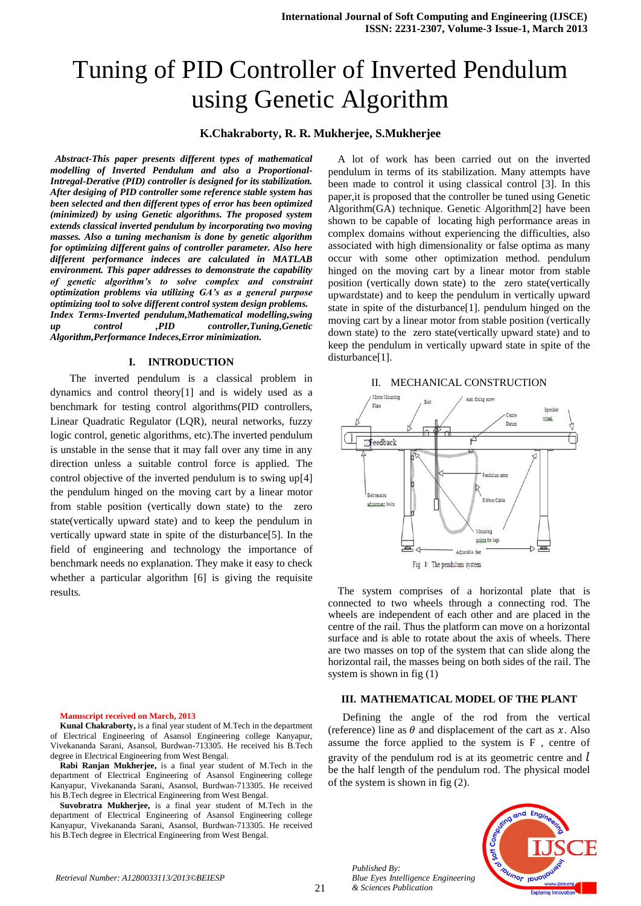# Tuning of PID Controller of Inverted Pendulum using Genetic Algorithm

**K.Chakraborty, R. R. Mukherjee, S.Mukherjee**

***Abstract-This paper presents different types of mathematical modelling of Inverted Pendulum and also a Proportional-Intregal-Derative (PID) controller is designed for its stabilization. After desiging of PID controller some reference stable system has been selected and then different types of error has been optimized (minimized) by using Genetic algorithms. The proposed system extends classical inverted pendulum by incorporating two moving masses. Also a tuning mechanism is done by genetic algorithm for optimizing different gains of controller parameter. Also here different performance indeces are calculated in MATLAB environment. This paper addresses to demonstrate the capability of genetic algorithm's to solve complex and constraint optimization problems via utilizing GA's as a general purpose optimizing tool to solve different control system design problems.***

***Index Terms-Inverted pendulum,Mathematical modelling,swing up control ,PID controller,Tuning,Genetic Algorithm,Performance Indeces,Error minimization.***

## I. INTRODUCTION

The inverted pendulum is a classical problem in dynamics and control theory[1] and is widely used as a benchmark for testing control algorithms(PID controllers, Linear Quadratic Regulator (LQR), neural networks, fuzzy logic control, genetic algorithms, etc).The inverted pendulum is unstable in the sense that it may fall over any time in any direction unless a suitable control force is applied. The control objective of the inverted pendulum is to swing up[4] the pendulum hinged on the moving cart by a linear motor from stable position (vertically down state) to the zero state(vertically upward state) and to keep the pendulum in vertically upward state in spite of the disturbance[5]. In the field of engineering and technology the importance of benchmark needs no explanation. They make it easy to check whether a particular algorithm [6] is giving the requisite results.

A lot of work has been carried out on the inverted pendulum in terms of its stabilization. Many attempts have been made to control it using classical control [3]. In this paper,it is proposed that the controller be tuned using Genetic Algorithm(GA) technique. Genetic Algorithm[2] have been shown to be capable of locating high performance areas in complex domains without experiencing the difficulties, also associated with high dimensionality or false optima as many occur with some other optimization method. pendulum hinged on the moving cart by a linear motor from stable position (vertically down state) to the zero state(vertically upwardstate) and to keep the pendulum in vertically upward state in spite of the disturbance[1]. pendulum hinged on the moving cart by a linear motor from stable position (vertically down state) to the zero state(vertically upward state) and to keep the pendulum in vertically upward state in spite of the disturbance[1].

## II. MECHANICAL CONSTRUCTION

Fig 1: The pendulum system

The system comprises of a horizontal plate that is connected to two wheels through a connecting rod. The wheels are independent of each other and are placed in the centre of the rail. Thus the platform can move on a horizontal surface and is able to rotate about the axis of wheels. There are two masses on top of the system that can slide along the horizontal rail, the masses being on both sides of the rail. The system is shown in fig (1)

## III. MATHEMATICAL MODEL OF THE PLANT

Defining the angle of the rod from the vertical (reference) line as $\theta$ and displacement of the cart as $x$. Also assume the force applied to the system is F , centre of gravity of the pendulum rod is at its geometric centre and $l$ be the half length of the pendulum rod. The physical model of the system is shown in fig (2).

**Manuscript received on March, 2013**

**Kunal Chakraborty,** is a final year student of M.Tech in the department of Electrical Engineering of Asansol Engineering college Kanyapur, Vivekananda Sarani, Asansol, Burdwan-713305. He received his B.Tech degree in Electrical Engineering from West Bengal.

**Rabi Ranjan Mukherjee,** is a final year student of M.Tech in the department of Electrical Engineering of Asansol Engineering college Kanyapur, Vivekananda Sarani, Asansol, Burdwan-713305. He received his B.Tech degree in Electrical Engineering from West Bengal.

**Suvobratra Mukherjee,** is a final year student of M.Tech in the department of Electrical Engineering of Asansol Engineering college Kanyapur, Vivekananda Sarani, Asansol, Burdwan-713305. He received his B.Tech degree in Electrical Engineering from West Bengal.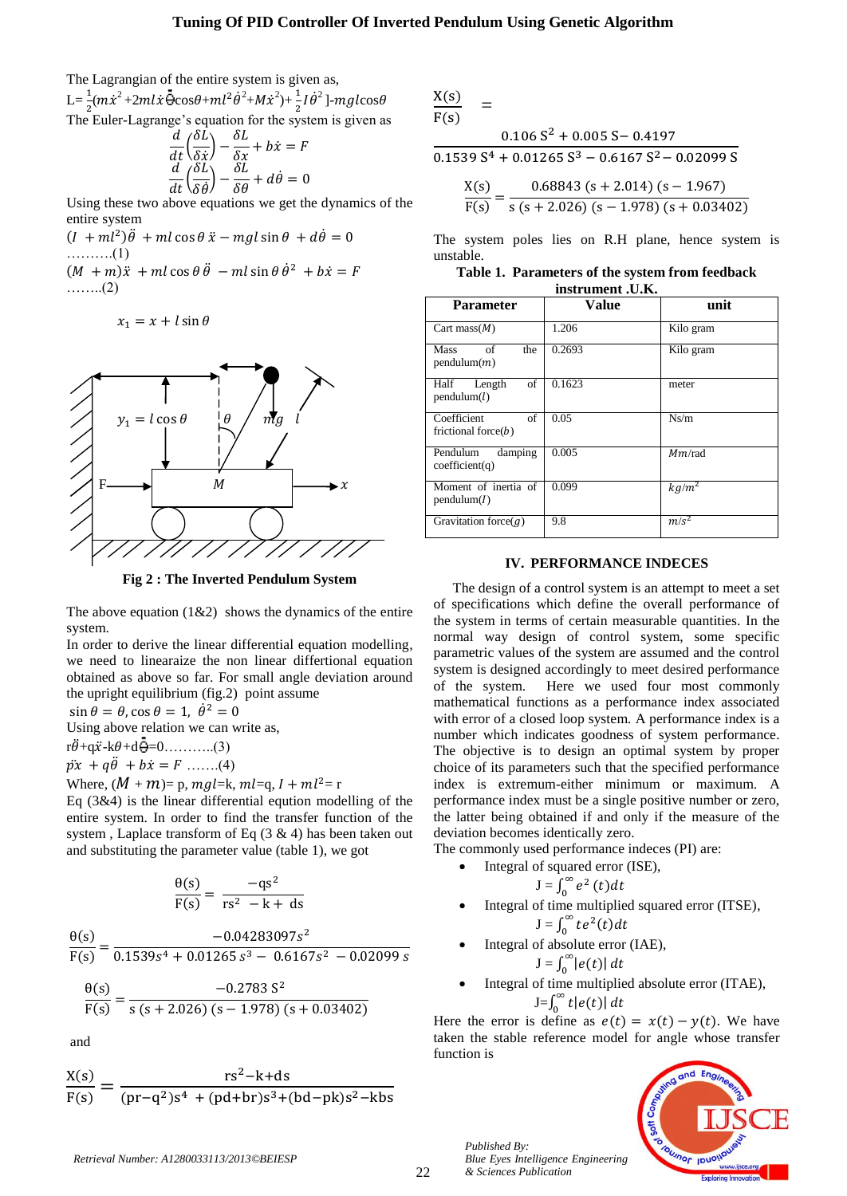The Lagrangian of the entire system is given as,

$$L=\frac{1}{2}(m\dot{x}^2+2ml\dot{x}\dot{\theta}\cos\theta+ml^2\dot{\theta}^2+M\dot{x}^2)+\frac{1}{2}I\dot{\theta}^2]-mgl\cos\theta$$

The Euler-Lagrange's equation for the system is given as

$$\frac{d}{dt}\left(\frac{\delta L}{\delta \dot{x}}\right)-\frac{\delta L}{\delta x}+b\dot{x}=F$$

$$\frac{d}{dt}\left(\frac{\delta L}{\delta \dot{\theta}}\right)-\frac{\delta L}{\delta \theta}+d\dot{\theta}=0$$

Using these two above equations we get the dynamics of the entire system

$$(I+ml^2)\ddot{\theta}+ml\cos\theta\,\ddot{x}-mgl\sin\theta+d\dot{\theta}=0 \quad \text{..........(1)}$$

$$(M+m)\ddot{x}+ml\cos\theta\,\ddot{\theta}-ml\sin\theta\,\dot{\theta}^2+b\dot{x}=F \quad \text{........(2)}$$

$$x_1=x+l\sin\theta$$

Fig 2 : The Inverted Pendulum System

The above equation (1&2) shows the dynamics of the entire system.

In order to derive the linear differential equation modelling, we need to linearaize the non linear differtional equation obtained as above so far. For small angle deviation around the upright equilibrium (fig.2) point assume

$\sin\theta=\theta, \cos\theta=1, \dot{\theta}^2=0$

Using above relation we can write as,

$$r\ddot{\theta}+q\ddot{x}-k\theta+d\dot{\theta}=0 \quad \text{...........(3)}$$

$$p\ddot{x}+q\ddot{\theta}+b\dot{x}=F \quad \text{.......(4)}$$

Where, $(M+m)=p$, $mgl=k$, $ml=q$, $I+ml^2=r$

Eq (3&4) is the linear differential equtions modelling of the entire system. In order to find the transfer function of the system , Laplace transform of Eq (3 & 4) has been taken out and substituting the parameter value (table 1), we got

$$\frac{\theta(s)}{F(s)}=\frac{-qs^2}{rs^2-k+ds}$$

$$\frac{\theta(s)}{F(s)}=\frac{-0.04283097s^2}{0.1539s^4+0.01265\,s^3-0.6167s^2-0.02099\,s}$$

$$\frac{\theta(s)}{F(s)}=\frac{-0.2783\,S^2}{s\,(s+2.026)\,(s-1.978)\,(s+0.03402)}$$

and

$$\frac{X(s)}{F(s)}=\frac{rs^2-k+ds}{(pr-q^2)s^4+(pd+br)s^3+(bd-pk)s^2-kbs}$$

$$\frac{X(s)}{F(s)}=\frac{0.106\,S^2+0.005\,S-0.4197}{0.1539\,S^4+0.01265\,S^3-0.6167\,S^2-0.02099\,S}$$

$$\frac{X(s)}{F(s)}=\frac{0.68843\,(s+2.014)\,(s-1.967)}{s\,(s+2.026)\,(s-1.978)\,(s+0.03402)}$$

The system poles lies on R.H plane, hence system is unstable.

**Table 1. Parameters of the system from feedback instrument .U.K.**

| Parameter | Value | unit |
|---|---|---|
| Cart mass($M$) | 1.206 | Kilo gram |
| Mass of the pendulum($m$) | 0.2693 | Kilo gram |
| Half Length of pendulum($l$) | 0.1623 | meter |
| Coefficient of frictional force($b$) | 0.05 | Ns/m |
| Pendulum damping coefficient(q) | 0.005 | $Mm$/rad |
| Moment of inertia of pendulum($I$) | 0.099 | $kg/m^2$ |
| Gravitation force($g$) | 9.8 | $m/s^2$ |

## IV. PERFORMANCE INDECES

The design of a control system is an attempt to meet a set of specifications which define the overall performance of the system in terms of certain measurable quantities. In the normal way design of control system, some specific parametric values of the system are assumed and the control system is designed accordingly to meet desired performance of the system. Here we used four most commonly mathematical functions as a performance index associated with error of a closed loop system. A performance index is a number which indicates goodness of system performance. The objective is to design an optimal system by proper choice of its parameters such that the specified performance index is extremum-either minimum or maximum. A performance index must be a single positive number or zero, the latter being obtained if and only if the measure of the deviation becomes identically zero.

The commonly used performance indeces (PI) are:

- Integral of squared error (ISE),
  $J=\int_0^\infty e^2(t)dt$
- Integral of time multiplied squared error (ITSE),
  $J=\int_0^\infty te^2(t)dt$
- Integral of absolute error (IAE),
  $J=\int_0^\infty |e(t)|\,dt$
- Integral of time multiplied absolute error (ITAE),
  $J=\int_0^\infty t|e(t)|\,dt$

Here the error is define as $e(t)=x(t)-y(t)$. We have taken the stable reference model for angle whose transfer function is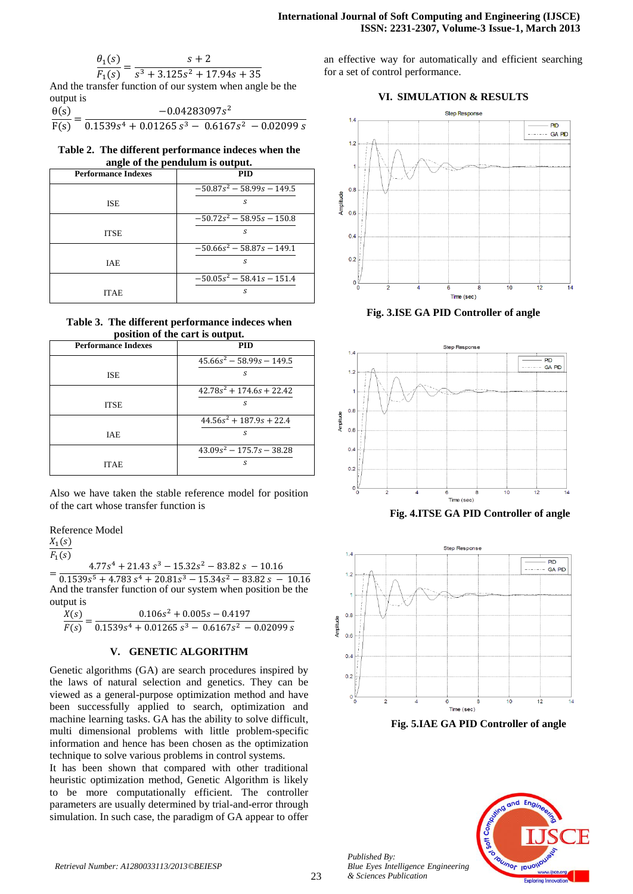$$\frac{\theta_1(s)}{F_1(s)} = \frac{s+2}{s^3 + 3.125s^2 + 17.94s + 35}$$

And the transfer function of our system when angle be the output is

$$\frac{\theta(s)}{F(s)} = \frac{-0.04283097s^2}{0.1539s^4 + 0.01265\,s^3 - \ 0.6167s^2 \ - 0.02099\,s}$$

**Table 2. The different performance indeces when the angle of the pendulum is output.**

| Performance Indexes | PID |
|---|---|
| ISE | $\frac{-50.87s^2 - 58.99s - 149.5}{s}$ |
| ITSE | $\frac{-50.72s^2 - 58.95s - 150.8}{s}$ |
| IAE | $\frac{-50.66s^2 - 58.87s - 149.1}{s}$ |
| ITAE | $\frac{-50.05s^2 - 58.41s - 151.4}{s}$ |

**Table 3. The different performance indeces when position of the cart is output.**

| Performance Indexes | PID |
|---|---|
| ISE | $\frac{45.66s^2 - 58.99s - 149.5}{s}$ |
| ITSE | $\frac{42.78s^2 + 174.6s + 22.42}{s}$ |
| IAE | $\frac{44.56s^2 + 187.9s + 22.4}{s}$ |
| ITAE | $\frac{43.09s^2 - 175.7s - 38.28}{s}$ |

Also we have taken the stable reference model for position of the cart whose transfer function is

Reference Model

$$\frac{X_1(s)}{F_1(s)} = \frac{4.77s^4 + 21.43\,s^3 - 15.32s^2 - 83.82\,s \ - 10.16}{0.1539s^5 + 4.783\,s^4 + 20.81s^3 - 15.34s^2 - 83.82\,s \ - \ 10.16}$$

And the transfer function of our system when position be the output is

$$\frac{X(s)}{F(s)} = \frac{0.106s^2 + 0.005s - 0.4197}{0.1539s^4 + 0.01265\,s^3 - \ 0.6167s^2 \ - 0.02099\,s}$$

## V. GENETIC ALGORITHM

Genetic algorithms (GA) are search procedures inspired by the laws of natural selection and genetics. They can be viewed as a general-purpose optimization method and have been successfully applied to search, optimization and machine learning tasks. GA has the ability to solve difficult, multi dimensional problems with little problem-specific information and hence has been chosen as the optimization technique to solve various problems in control systems.

It has been shown that compared with other traditional heuristic optimization method, Genetic Algorithm is likely to be more computationally efficient. The controller parameters are usually determined by trial-and-error through simulation. In such case, the paradigm of GA appear to offer an effective way for automatically and efficient searching for a set of control performance.

## VI. SIMULATION & RESULTS

**Fig. 3.ISE GA PID Controller of angle**

**Fig. 4.ITSE GA PID Controller of angle**

**Fig. 5.IAE GA PID Controller of angle**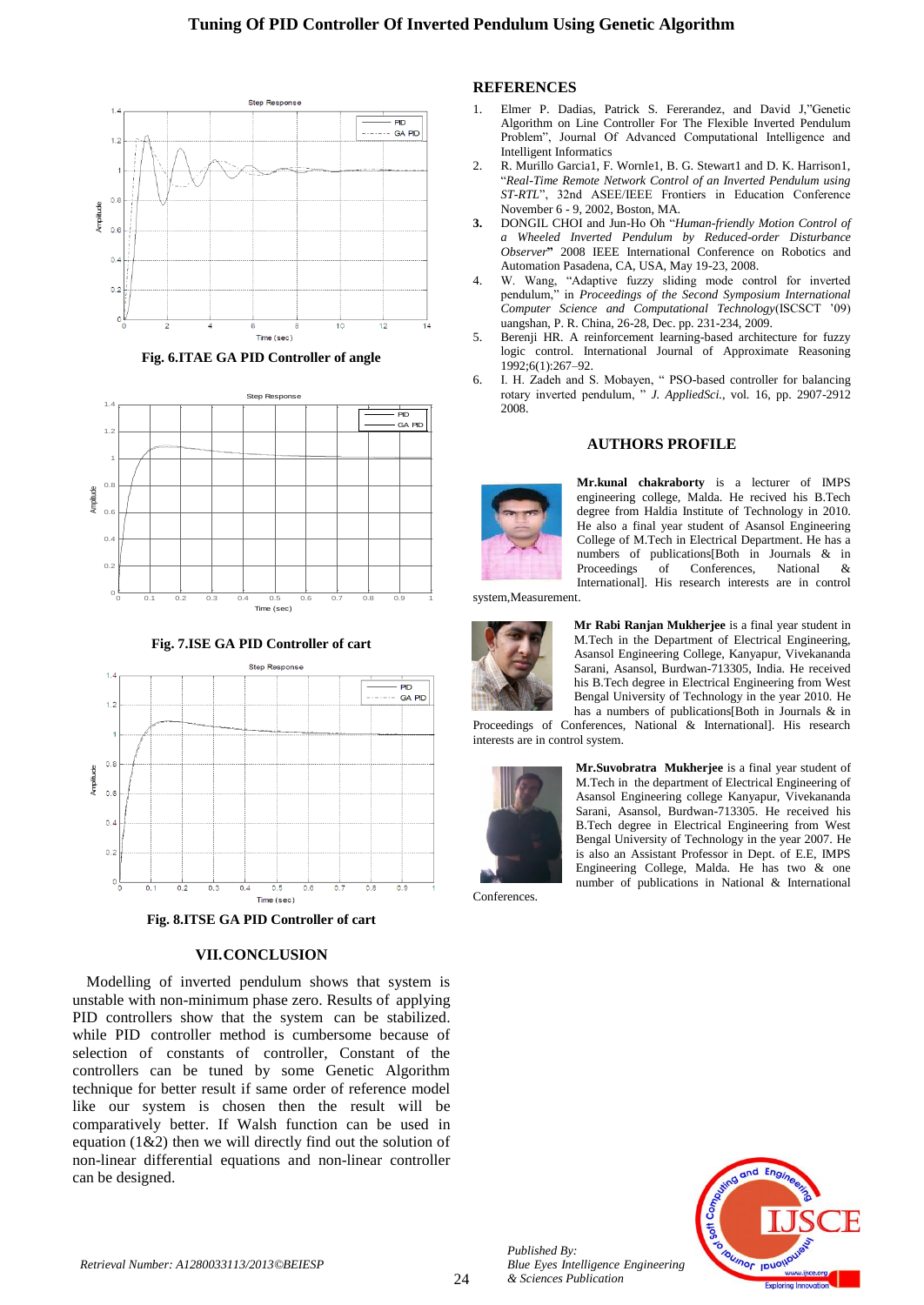Step Response

PID
GA PID

Amplitude

Time (sec)

0 2 4 6 8 10 12 14

0 0.2 0.4 0.6 0.8 1 1.2 1.4

**Fig. 6.ITAE GA PID Controller of angle**

Step Response

PID
GA PID

Amplitude

Time (sec)

0 0.1 0.2 0.3 0.4 0.5 0.6 0.7 0.8 0.9 1

0 0.2 0.4 0.6 0.8 1 1.2 1.4

**Fig. 7.ISE GA PID Controller of cart**

Step Response

PID
GA PID

Amplitude

Time (sec)

0 0.1 0.2 0.3 0.4 0.5 0.6 0.7 0.8 0.9 1

0 0.2 0.4 0.6 0.8 1 1.2 1.4

**Fig. 8.ITSE GA PID Controller of cart**

## VII.CONCLUSION

Modelling of inverted pendulum shows that system is unstable with non-minimum phase zero. Results of applying PID controllers show that the system can be stabilized. while PID controller method is cumbersome because of selection of constants of controller, Constant of the controllers can be tuned by some Genetic Algorithm technique for better result if same order of reference model like our system is chosen then the result will be comparatively better. If Walsh function can be used in equation (1&2) then we will directly find out the solution of non-linear differential equations and non-linear controller can be designed.

## REFERENCES

1. Elmer P. Dadias, Patrick S. Fererandez, and David J,"Genetic Algorithm on Line Controller For The Flexible Inverted Pendulum Problem", Journal Of Advanced Computational Intelligence and Intelligent Informatics
2. R. Murillo Garcia1, F. Wornle1, B. G. Stewart1 and D. K. Harrison1, "*Real-Time Remote Network Control of an Inverted Pendulum using ST-RTL*", 32nd ASEE/IEEE Frontiers in Education Conference November 6 - 9, 2002, Boston, MA.
3. DONGIL CHOI and Jun-Ho Oh "*Human-friendly Motion Control of a Wheeled Inverted Pendulum by Reduced-order Disturbance Observer*" 2008 IEEE International Conference on Robotics and Automation Pasadena, CA, USA, May 19-23, 2008.
4. W. Wang, "Adaptive fuzzy sliding mode control for inverted pendulum," in *Proceedings of the Second Symposium International Computer Science and Computational Technology*(ISCSCT '09) uangshan, P. R. China, 26-28, Dec. pp. 231-234, 2009.
5. Berenji HR. A reinforcement learning-based architecture for fuzzy logic control. International Journal of Approximate Reasoning 1992;6(1):267–92.
6. I. H. Zadeh and S. Mobayen, " PSO-based controller for balancing rotary inverted pendulum, " *J. AppliedSci.*, vol. 16, pp. 2907-2912 2008.

## AUTHORS PROFILE

**Mr.kunal chakraborty** is a lecturer of IMPS engineering college, Malda. He recived his B.Tech degree from Haldia Institute of Technology in 2010. He also a final year student of Asansol Engineering College of M.Tech in Electrical Department. He has a numbers of publications[Both in Journals & in Proceedings of Conferences, National & International]. His research interests are in control system,Measurement.

**Mr Rabi Ranjan Mukherjee** is a final year student in M.Tech in the Department of Electrical Engineering, Asansol Engineering College, Kanyapur, Vivekananda Sarani, Asansol, Burdwan-713305, India. He received his B.Tech degree in Electrical Engineering from West Bengal University of Technology in the year 2010. He has a numbers of publications[Both in Journals & in Proceedings of Conferences, National & International]. His research interests are in control system.

**Mr.Suvobratra Mukherjee** is a final year student of M.Tech in the department of Electrical Engineering of Asansol Engineering college Kanyapur, Vivekananda Sarani, Asansol, Burdwan-713305. He received his B.Tech degree in Electrical Engineering from West Bengal University of Technology in the year 2007. He is also an Assistant Professor in Dept. of E.E, IMPS Engineering College, Malda. He has two & one number of publications in National & International Conferences.